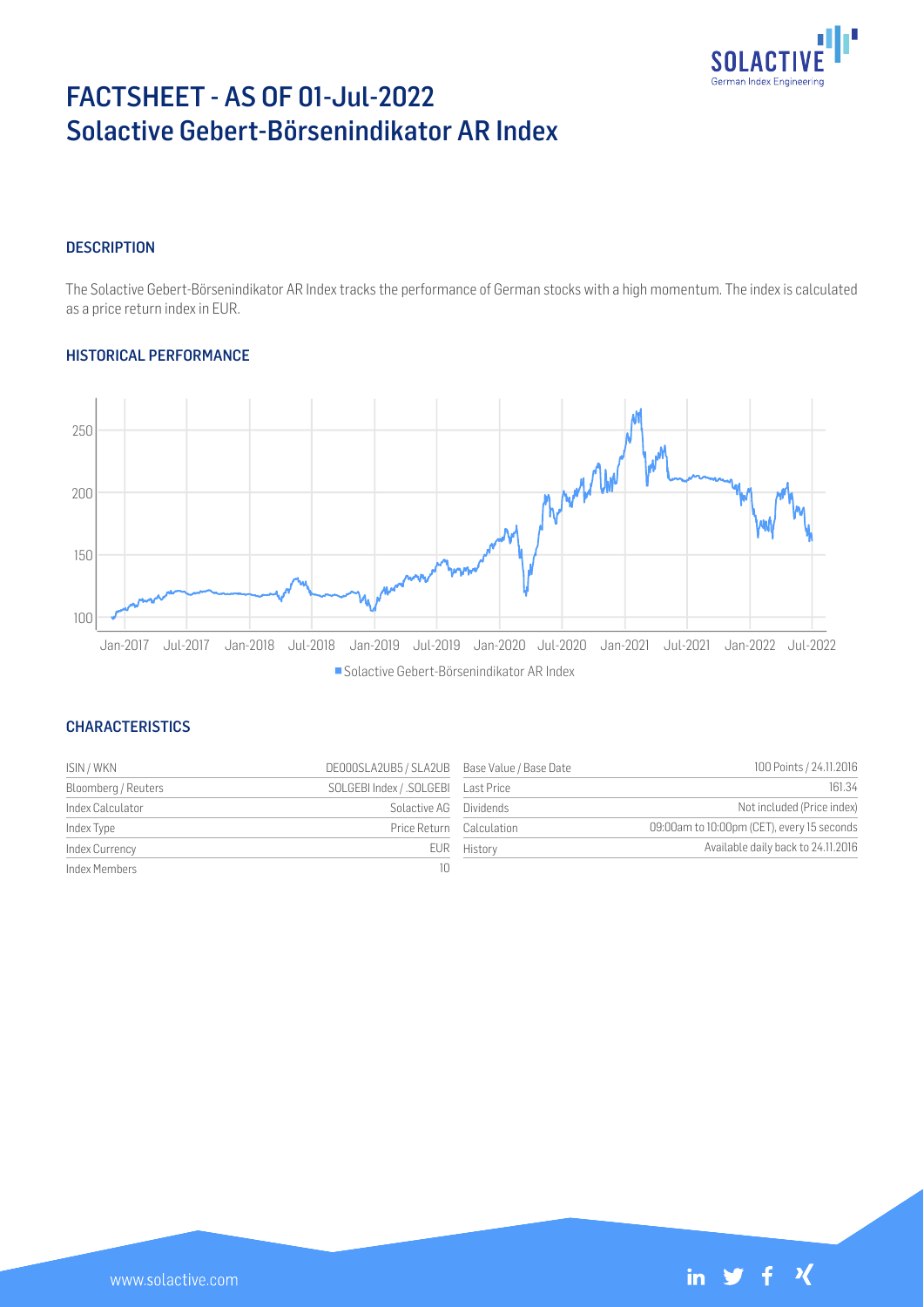# FACTSHEET - AS OF 01-Jul-2022
# Solactive Gebert-Börsenindikator AR Index

## DESCRIPTION

The Solactive Gebert-Börsenindikator AR Index tracks the performance of German stocks with a high momentum. The index is calculated as a price return index in EUR.

## HISTORICAL PERFORMANCE

Solactive Gebert-Börsenindikator AR Index

## CHARACTERISTICS

| | | | |
|---|---|---|---|
| ISIN / WKN | DE000SLA2UB5 / SLA2UB | Base Value / Base Date | 100 Points / 24.11.2016 |
| Bloomberg / Reuters | SOLGEBI Index / .SOLGEBI | Last Price | 161.34 |
| Index Calculator | Solactive AG | Dividends | Not included (Price index) |
| Index Type | Price Return | Calculation | 09:00am to 10:00pm (CET), every 15 seconds |
| Index Currency | EUR | History | Available daily back to 24.11.2016 |
| Index Members | 10 | | |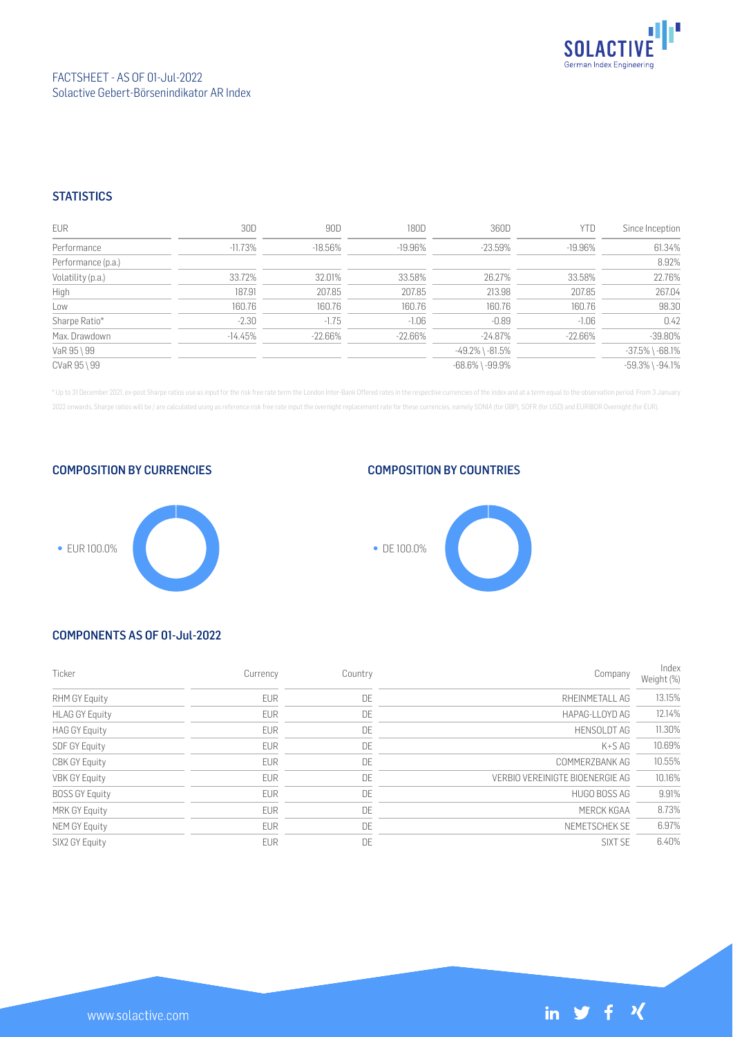FACTSHEET - AS OF 01-Jul-2022
Solactive Gebert-Börsenindikator AR Index

## STATISTICS

| EUR | 30D | 90D | 180D | 360D | YTD | Since Inception |
|---|---|---|---|---|---|---|
| Performance | -11.73% | -18.56% | -19.96% | -23.59% | -19.96% | 61.34% |
| Performance (p.a.) | | | | | | 8.92% |
| Volatility (p.a.) | 33.72% | 32.01% | 33.58% | 26.27% | 33.58% | 22.76% |
| High | 187.91 | 207.85 | 207.85 | 213.98 | 207.85 | 267.04 |
| Low | 160.76 | 160.76 | 160.76 | 160.76 | 160.76 | 98.30 |
| Sharpe Ratio* | -2.30 | -1.75 | -1.06 | -0.89 | -1.06 | 0.42 |
| Max. Drawdown | -14.45% | -22.66% | -22.66% | -24.87% | -22.66% | -39.80% |
| VaR 95 \ 99 | | | | -49.2% \ -81.5% | | -37.5% \ -68.1% |
| CVaR 95 \ 99 | | | | -68.6% \ -99.9% | | -59.3% \ -94.1% |

* Up to 31 December 2021, ex-post Sharpe ratios use as input for the risk free rate term the London Inter-Bank Offered rates in the respective currencies of the index and at a term equal to the observation period. From 3 January 2022 onwards, Sharpe ratios will be / are calculated using as reference risk free rate input the overnight replacement rate for these currencies, namely SONIA (for GBP), SOFR (for USD) and EURIBOR Overnight (for EUR).

## COMPOSITION BY CURRENCIES

- EUR 100.0%

## COMPOSITION BY COUNTRIES

- DE 100.0%

## COMPONENTS AS OF 01-Jul-2022

| Ticker | Currency | Country | Company | Index Weight (%) |
|---|---|---|---|---|
| RHM GY Equity | EUR | DE | RHEINMETALL AG | 13.15% |
| HLAG GY Equity | EUR | DE | HAPAG-LLOYD AG | 12.14% |
| HAG GY Equity | EUR | DE | HENSOLDT AG | 11.30% |
| SDF GY Equity | EUR | DE | K+S AG | 10.69% |
| CBK GY Equity | EUR | DE | COMMERZBANK AG | 10.55% |
| VBK GY Equity | EUR | DE | VERBIO VEREINIGTE BIOENERGIE AG | 10.16% |
| BOSS GY Equity | EUR | DE | HUGO BOSS AG | 9.91% |
| MRK GY Equity | EUR | DE | MERCK KGAA | 8.73% |
| NEM GY Equity | EUR | DE | NEMETSCHEK SE | 6.97% |
| SIX2 GY Equity | EUR | DE | SIXT SE | 6.40% |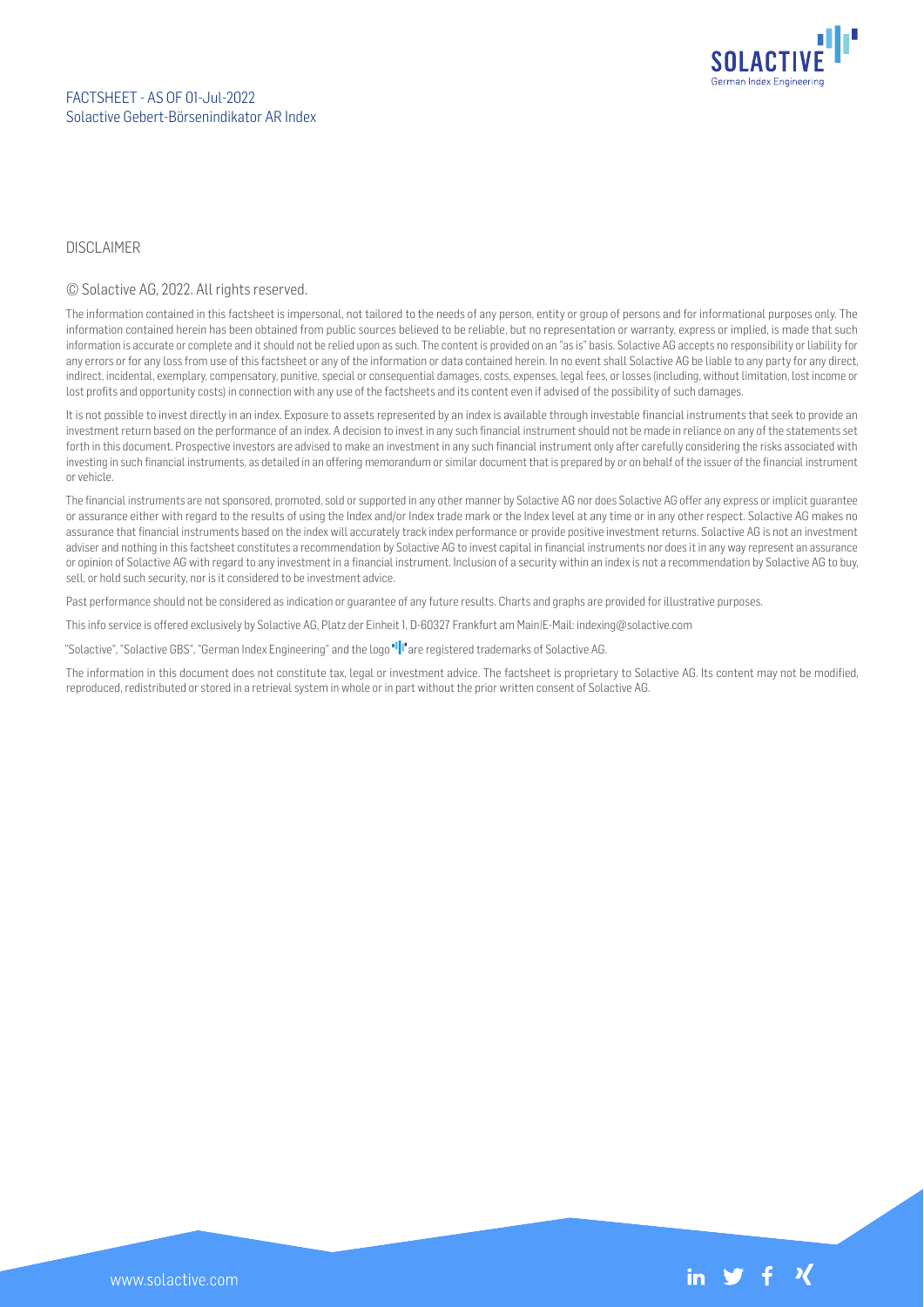## DISCLAIMER

© Solactive AG, 2022. All rights reserved.

The information contained in this factsheet is impersonal, not tailored to the needs of any person, entity or group of persons and for informational purposes only. The information contained herein has been obtained from public sources believed to be reliable, but no representation or warranty, express or implied, is made that such information is accurate or complete and it should not be relied upon as such. The content is provided on an "as is" basis. Solactive AG accepts no responsibility or liability for any errors or for any loss from use of this factsheet or any of the information or data contained herein. In no event shall Solactive AG be liable to any party for any direct, indirect, incidental, exemplary, compensatory, punitive, special or consequential damages, costs, expenses, legal fees, or losses (including, without limitation, lost income or lost profits and opportunity costs) in connection with any use of the factsheets and its content even if advised of the possibility of such damages.

It is not possible to invest directly in an index. Exposure to assets represented by an index is available through investable financial instruments that seek to provide an investment return based on the performance of an index. A decision to invest in any such financial instrument should not be made in reliance on any of the statements set forth in this document. Prospective investors are advised to make an investment in any such financial instrument only after carefully considering the risks associated with investing in such financial instruments, as detailed in an offering memorandum or similar document that is prepared by or on behalf of the issuer of the financial instrument or vehicle.

The financial instruments are not sponsored, promoted, sold or supported in any other manner by Solactive AG nor does Solactive AG offer any express or implicit guarantee or assurance either with regard to the results of using the Index and/or Index trade mark or the Index level at any time or in any other respect. Solactive AG makes no assurance that financial instruments based on the index will accurately track index performance or provide positive investment returns. Solactive AG is not an investment adviser and nothing in this factsheet constitutes a recommendation by Solactive AG to invest capital in financial instruments nor does it in any way represent an assurance or opinion of Solactive AG with regard to any investment in a financial instrument. Inclusion of a security within an index is not a recommendation by Solactive AG to buy, sell, or hold such security, nor is it considered to be investment advice.

Past performance should not be considered as indication or guarantee of any future results. Charts and graphs are provided for illustrative purposes.

This info service is offered exclusively by Solactive AG, Platz der Einheit 1, D-60327 Frankfurt am Main|E-Mail: indexing@solactive.com

"Solactive", "Solactive GBS", "German Index Engineering" and the logo are registered trademarks of Solactive AG.

The information in this document does not constitute tax, legal or investment advice. The factsheet is proprietary to Solactive AG. Its content may not be modified, reproduced, redistributed or stored in a retrieval system in whole or in part without the prior written consent of Solactive AG.